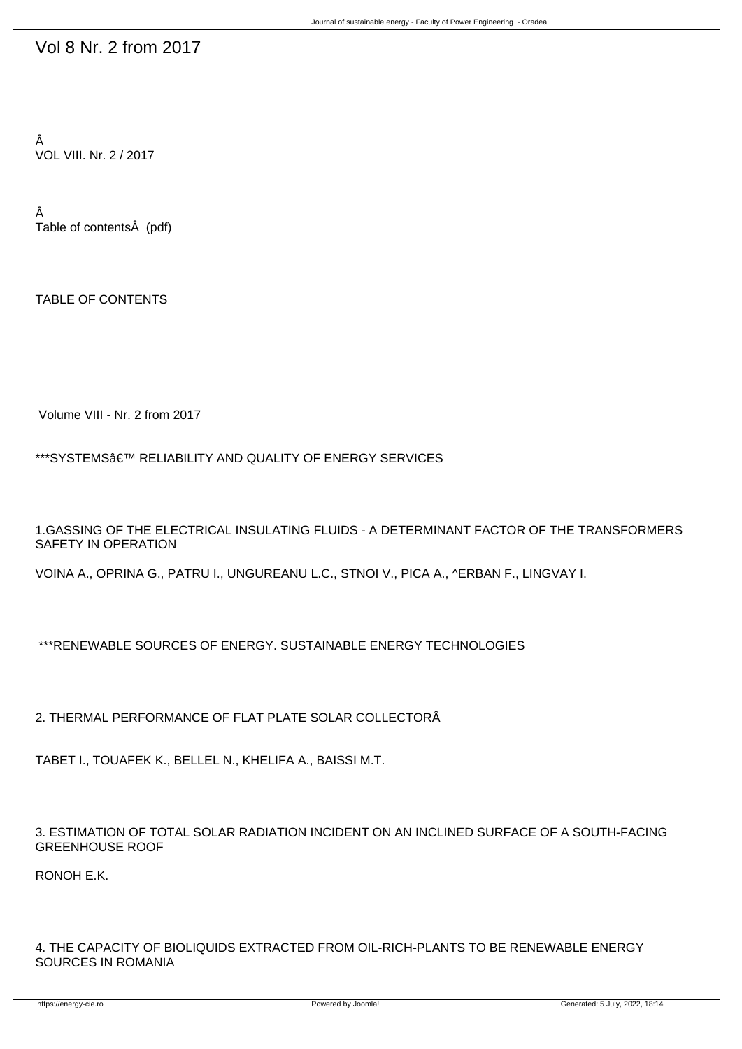# Vol 8 Nr. 2 from 2017

Â
VOL VIII. Nr. 2 / 2017

Â
Table of contentsÂ  (pdf)

TABLE OF CONTENTS

Volume VIII - Nr. 2 from 2017

***SYSTEMSâ€™ RELIABILITY AND QUALITY OF ENERGY SERVICES

1.GASSING OF THE ELECTRICAL INSULATING FLUIDS - A DETERMINANT FACTOR OF THE TRANSFORMERS SAFETY IN OPERATION

VOINA A., OPRINA G., PATRU I., UNGUREANU L.C., STNOI V., PICA A., ^ERBAN F., LINGVAY I.

***RENEWABLE SOURCES OF ENERGY. SUSTAINABLE ENERGY TECHNOLOGIES

2. THERMAL PERFORMANCE OF FLAT PLATE SOLAR COLLECTORÂ

TABET I., TOUAFEK K., BELLEL N., KHELIFA A., BAISSI M.T.

3. ESTIMATION OF TOTAL SOLAR RADIATION INCIDENT ON AN INCLINED SURFACE OF A SOUTH-FACING GREENHOUSE ROOF

RONOH E.K.

4. THE CAPACITY OF BIOLIQUIDS EXTRACTED FROM OIL-RICH-PLANTS TO BE RENEWABLE ENERGY SOURCES IN ROMANIA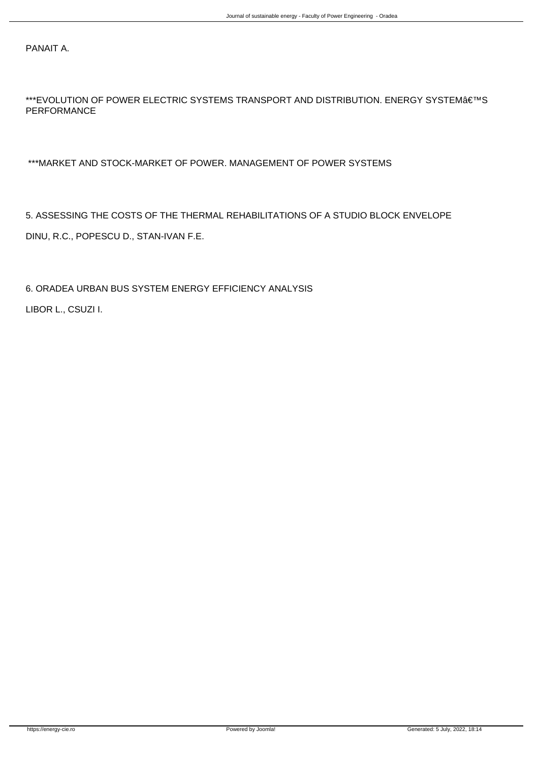PANAIT A.

***EVOLUTION OF POWER ELECTRIC SYSTEMS TRANSPORT AND DISTRIBUTION. ENERGY SYSTEMâ€™S PERFORMANCE

***MARKET AND STOCK-MARKET OF POWER. MANAGEMENT OF POWER SYSTEMS

5. ASSESSING THE COSTS OF THE THERMAL REHABILITATIONS OF A STUDIO BLOCK ENVELOPE

DINU, R.C., POPESCU D., STAN-IVAN F.E.

6. ORADEA URBAN BUS SYSTEM ENERGY EFFICIENCY ANALYSIS

LIBOR L., CSUZI I.